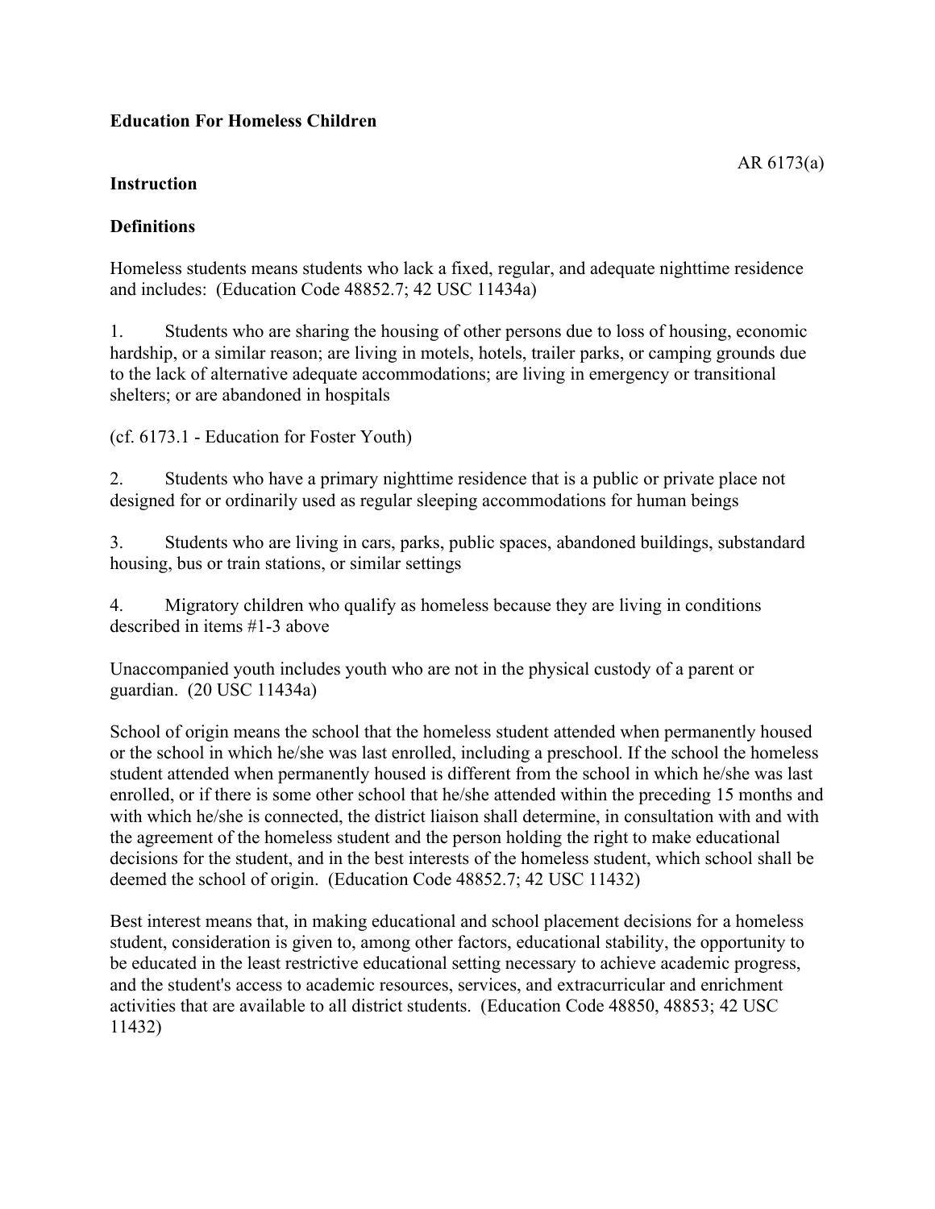**Education For Homeless Children**

AR 6173(a)

**Instruction**

**Definitions**

Homeless students means students who lack a fixed, regular, and adequate nighttime residence and includes: (Education Code 48852.7; 42 USC 11434a)

1. Students who are sharing the housing of other persons due to loss of housing, economic hardship, or a similar reason; are living in motels, hotels, trailer parks, or camping grounds due to the lack of alternative adequate accommodations; are living in emergency or transitional shelters; or are abandoned in hospitals

(cf. 6173.1 - Education for Foster Youth)

2. Students who have a primary nighttime residence that is a public or private place not designed for or ordinarily used as regular sleeping accommodations for human beings

3. Students who are living in cars, parks, public spaces, abandoned buildings, substandard housing, bus or train stations, or similar settings

4. Migratory children who qualify as homeless because they are living in conditions described in items #1-3 above

Unaccompanied youth includes youth who are not in the physical custody of a parent or guardian. (20 USC 11434a)

School of origin means the school that the homeless student attended when permanently housed or the school in which he/she was last enrolled, including a preschool. If the school the homeless student attended when permanently housed is different from the school in which he/she was last enrolled, or if there is some other school that he/she attended within the preceding 15 months and with which he/she is connected, the district liaison shall determine, in consultation with and with the agreement of the homeless student and the person holding the right to make educational decisions for the student, and in the best interests of the homeless student, which school shall be deemed the school of origin. (Education Code 48852.7; 42 USC 11432)

Best interest means that, in making educational and school placement decisions for a homeless student, consideration is given to, among other factors, educational stability, the opportunity to be educated in the least restrictive educational setting necessary to achieve academic progress, and the student's access to academic resources, services, and extracurricular and enrichment activities that are available to all district students. (Education Code 48850, 48853; 42 USC 11432)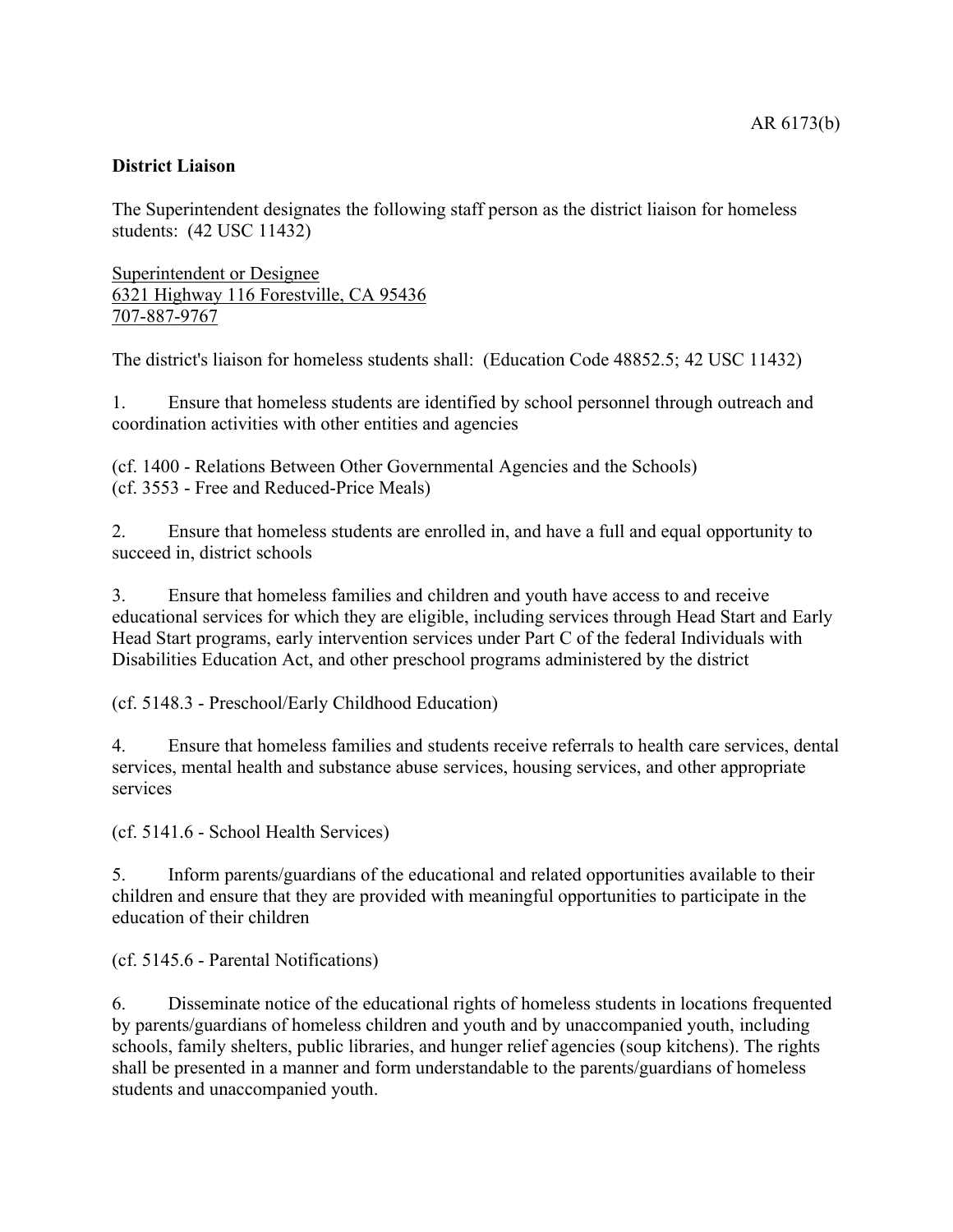**District Liaison**

The Superintendent designates the following staff person as the district liaison for homeless students: (42 USC 11432)

Superintendent or Designee
6321 Highway 116 Forestville, CA 95436
707-887-9767

The district's liaison for homeless students shall: (Education Code 48852.5; 42 USC 11432)

1. Ensure that homeless students are identified by school personnel through outreach and coordination activities with other entities and agencies

(cf. 1400 - Relations Between Other Governmental Agencies and the Schools)
(cf. 3553 - Free and Reduced-Price Meals)

2. Ensure that homeless students are enrolled in, and have a full and equal opportunity to succeed in, district schools

3. Ensure that homeless families and children and youth have access to and receive educational services for which they are eligible, including services through Head Start and Early Head Start programs, early intervention services under Part C of the federal Individuals with Disabilities Education Act, and other preschool programs administered by the district

(cf. 5148.3 - Preschool/Early Childhood Education)

4. Ensure that homeless families and students receive referrals to health care services, dental services, mental health and substance abuse services, housing services, and other appropriate services

(cf. 5141.6 - School Health Services)

5. Inform parents/guardians of the educational and related opportunities available to their children and ensure that they are provided with meaningful opportunities to participate in the education of their children

(cf. 5145.6 - Parental Notifications)

6. Disseminate notice of the educational rights of homeless students in locations frequented by parents/guardians of homeless children and youth and by unaccompanied youth, including schools, family shelters, public libraries, and hunger relief agencies (soup kitchens). The rights shall be presented in a manner and form understandable to the parents/guardians of homeless students and unaccompanied youth.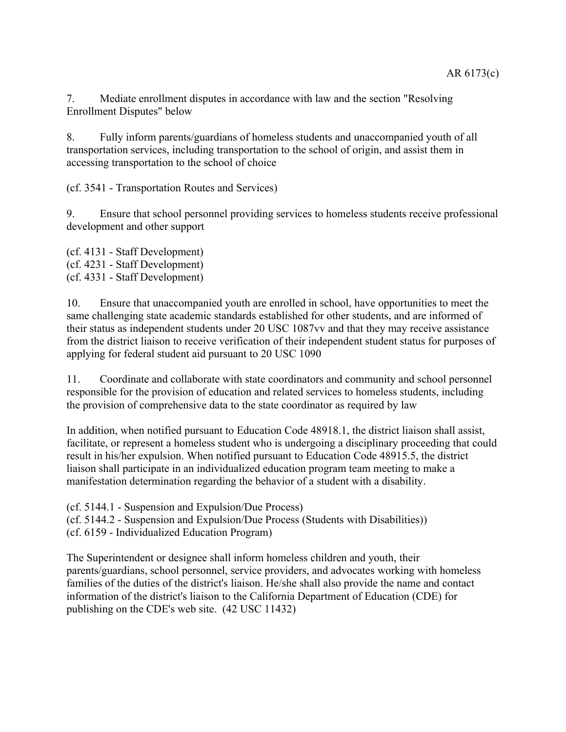7. Mediate enrollment disputes in accordance with law and the section "Resolving Enrollment Disputes" below

8. Fully inform parents/guardians of homeless students and unaccompanied youth of all transportation services, including transportation to the school of origin, and assist them in accessing transportation to the school of choice

(cf. 3541 - Transportation Routes and Services)

9. Ensure that school personnel providing services to homeless students receive professional development and other support

(cf. 4131 - Staff Development)
(cf. 4231 - Staff Development)
(cf. 4331 - Staff Development)

10. Ensure that unaccompanied youth are enrolled in school, have opportunities to meet the same challenging state academic standards established for other students, and are informed of their status as independent students under 20 USC 1087vv and that they may receive assistance from the district liaison to receive verification of their independent student status for purposes of applying for federal student aid pursuant to 20 USC 1090

11. Coordinate and collaborate with state coordinators and community and school personnel responsible for the provision of education and related services to homeless students, including the provision of comprehensive data to the state coordinator as required by law

In addition, when notified pursuant to Education Code 48918.1, the district liaison shall assist, facilitate, or represent a homeless student who is undergoing a disciplinary proceeding that could result in his/her expulsion. When notified pursuant to Education Code 48915.5, the district liaison shall participate in an individualized education program team meeting to make a manifestation determination regarding the behavior of a student with a disability.

(cf. 5144.1 - Suspension and Expulsion/Due Process)
(cf. 5144.2 - Suspension and Expulsion/Due Process (Students with Disabilities))
(cf. 6159 - Individualized Education Program)

The Superintendent or designee shall inform homeless children and youth, their parents/guardians, school personnel, service providers, and advocates working with homeless families of the duties of the district's liaison. He/she shall also provide the name and contact information of the district's liaison to the California Department of Education (CDE) for publishing on the CDE's web site. (42 USC 11432)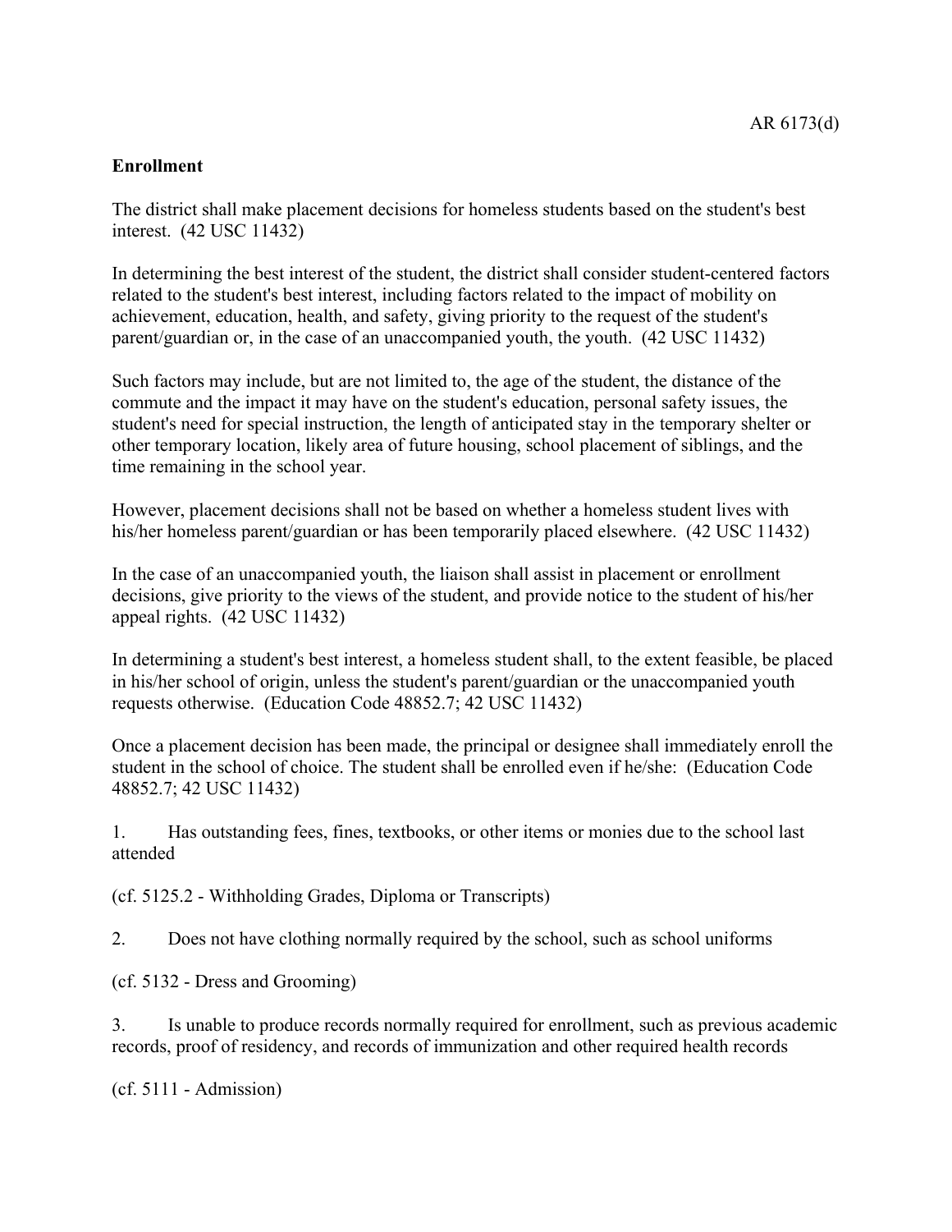**Enrollment**

The district shall make placement decisions for homeless students based on the student's best interest. (42 USC 11432)

In determining the best interest of the student, the district shall consider student-centered factors related to the student's best interest, including factors related to the impact of mobility on achievement, education, health, and safety, giving priority to the request of the student's parent/guardian or, in the case of an unaccompanied youth, the youth. (42 USC 11432)

Such factors may include, but are not limited to, the age of the student, the distance of the commute and the impact it may have on the student's education, personal safety issues, the student's need for special instruction, the length of anticipated stay in the temporary shelter or other temporary location, likely area of future housing, school placement of siblings, and the time remaining in the school year.

However, placement decisions shall not be based on whether a homeless student lives with his/her homeless parent/guardian or has been temporarily placed elsewhere. (42 USC 11432)

In the case of an unaccompanied youth, the liaison shall assist in placement or enrollment decisions, give priority to the views of the student, and provide notice to the student of his/her appeal rights. (42 USC 11432)

In determining a student's best interest, a homeless student shall, to the extent feasible, be placed in his/her school of origin, unless the student's parent/guardian or the unaccompanied youth requests otherwise. (Education Code 48852.7; 42 USC 11432)

Once a placement decision has been made, the principal or designee shall immediately enroll the student in the school of choice. The student shall be enrolled even if he/she: (Education Code 48852.7; 42 USC 11432)

1. Has outstanding fees, fines, textbooks, or other items or monies due to the school last attended

(cf. 5125.2 - Withholding Grades, Diploma or Transcripts)

2. Does not have clothing normally required by the school, such as school uniforms

(cf. 5132 - Dress and Grooming)

3. Is unable to produce records normally required for enrollment, such as previous academic records, proof of residency, and records of immunization and other required health records

(cf. 5111 - Admission)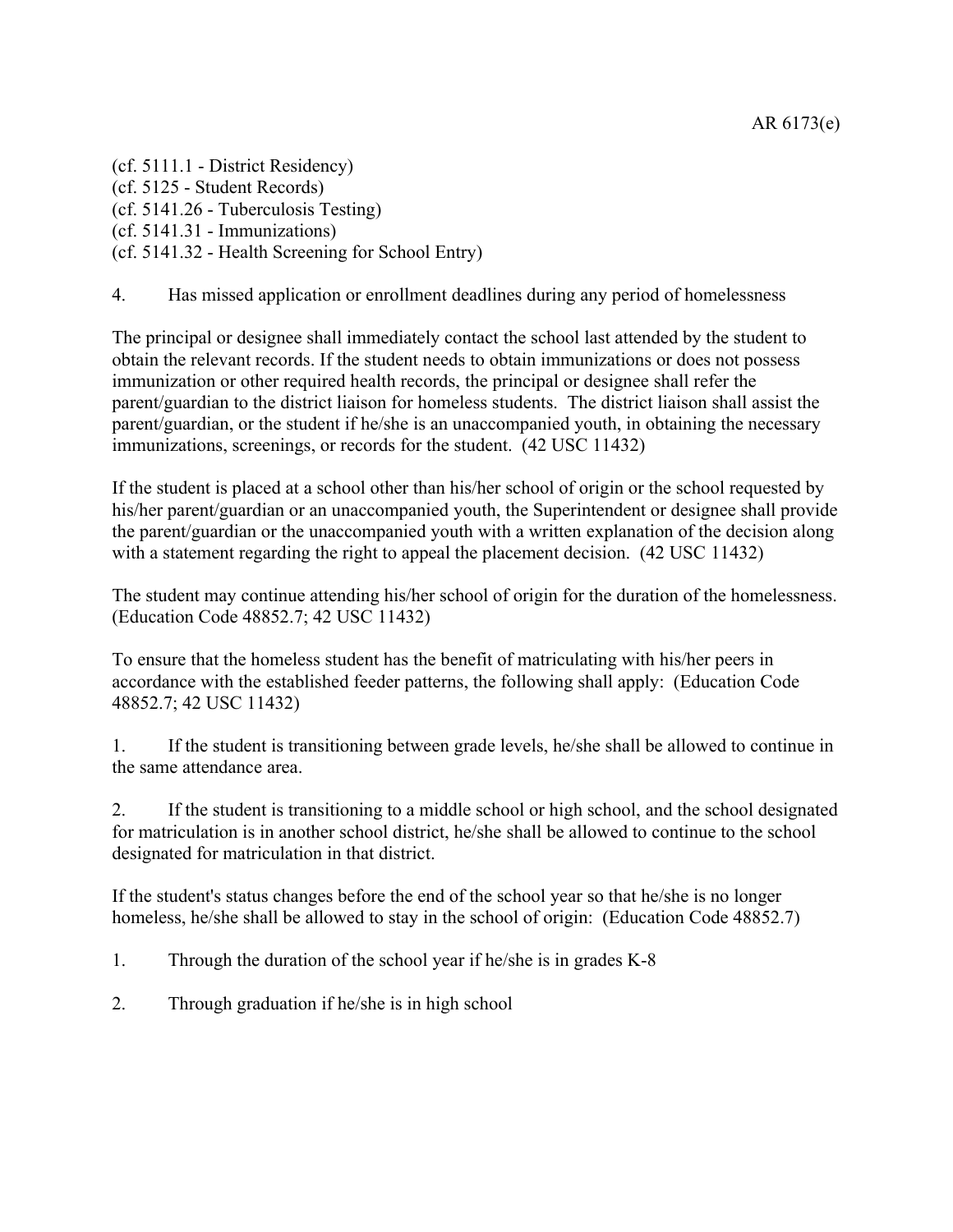(cf. 5111.1 - District Residency)
(cf. 5125 - Student Records)
(cf. 5141.26 - Tuberculosis Testing)
(cf. 5141.31 - Immunizations)
(cf. 5141.32 - Health Screening for School Entry)

4. Has missed application or enrollment deadlines during any period of homelessness

The principal or designee shall immediately contact the school last attended by the student to obtain the relevant records. If the student needs to obtain immunizations or does not possess immunization or other required health records, the principal or designee shall refer the parent/guardian to the district liaison for homeless students. The district liaison shall assist the parent/guardian, or the student if he/she is an unaccompanied youth, in obtaining the necessary immunizations, screenings, or records for the student. (42 USC 11432)

If the student is placed at a school other than his/her school of origin or the school requested by his/her parent/guardian or an unaccompanied youth, the Superintendent or designee shall provide the parent/guardian or the unaccompanied youth with a written explanation of the decision along with a statement regarding the right to appeal the placement decision. (42 USC 11432)

The student may continue attending his/her school of origin for the duration of the homelessness. (Education Code 48852.7; 42 USC 11432)

To ensure that the homeless student has the benefit of matriculating with his/her peers in accordance with the established feeder patterns, the following shall apply: (Education Code 48852.7; 42 USC 11432)

1. If the student is transitioning between grade levels, he/she shall be allowed to continue in the same attendance area.

2. If the student is transitioning to a middle school or high school, and the school designated for matriculation is in another school district, he/she shall be allowed to continue to the school designated for matriculation in that district.

If the student's status changes before the end of the school year so that he/she is no longer homeless, he/she shall be allowed to stay in the school of origin: (Education Code 48852.7)

1. Through the duration of the school year if he/she is in grades K-8

2. Through graduation if he/she is in high school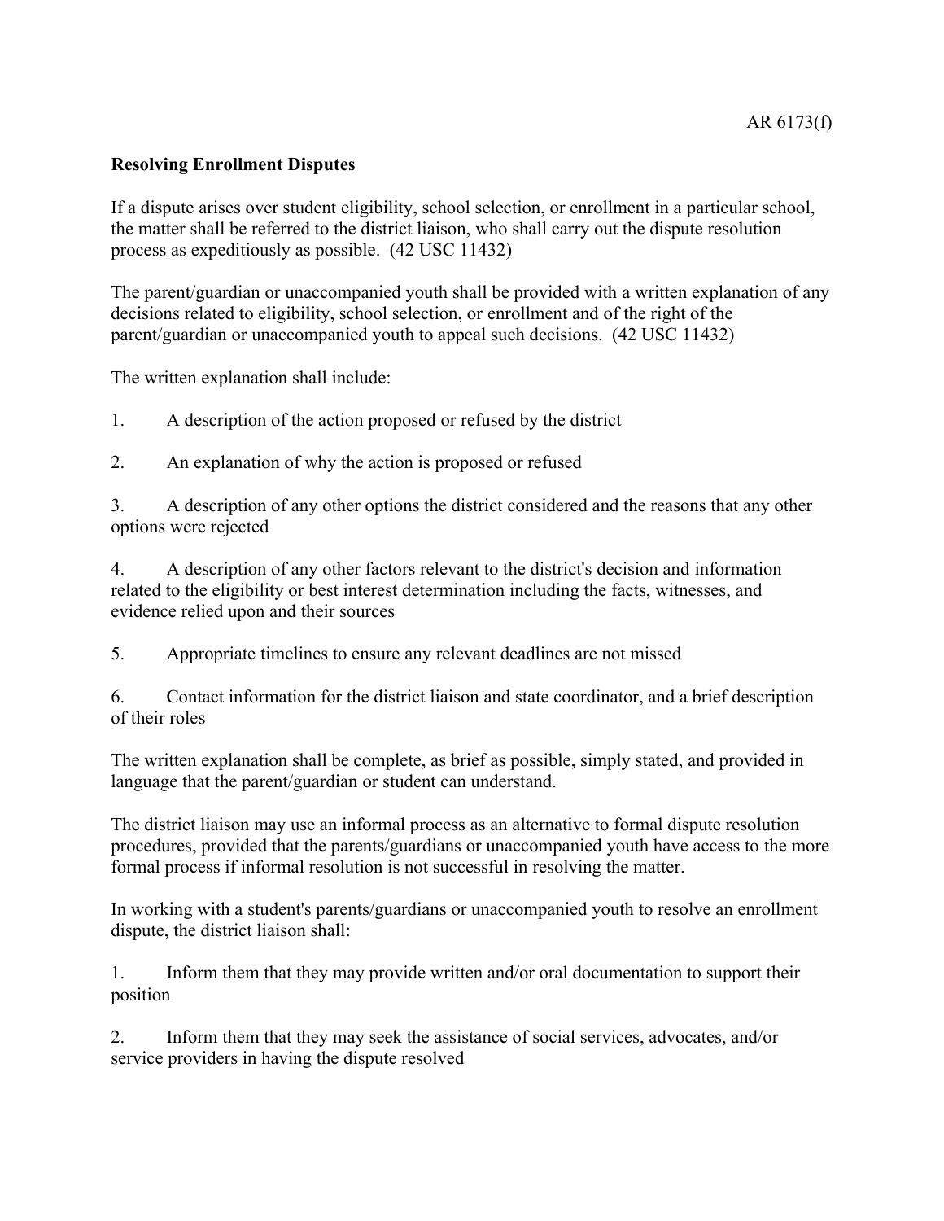**Resolving Enrollment Disputes**

If a dispute arises over student eligibility, school selection, or enrollment in a particular school, the matter shall be referred to the district liaison, who shall carry out the dispute resolution process as expeditiously as possible. (42 USC 11432)

The parent/guardian or unaccompanied youth shall be provided with a written explanation of any decisions related to eligibility, school selection, or enrollment and of the right of the parent/guardian or unaccompanied youth to appeal such decisions. (42 USC 11432)

The written explanation shall include:

1. A description of the action proposed or refused by the district

2. An explanation of why the action is proposed or refused

3. A description of any other options the district considered and the reasons that any other options were rejected

4. A description of any other factors relevant to the district's decision and information related to the eligibility or best interest determination including the facts, witnesses, and evidence relied upon and their sources

5. Appropriate timelines to ensure any relevant deadlines are not missed

6. Contact information for the district liaison and state coordinator, and a brief description of their roles

The written explanation shall be complete, as brief as possible, simply stated, and provided in language that the parent/guardian or student can understand.

The district liaison may use an informal process as an alternative to formal dispute resolution procedures, provided that the parents/guardians or unaccompanied youth have access to the more formal process if informal resolution is not successful in resolving the matter.

In working with a student's parents/guardians or unaccompanied youth to resolve an enrollment dispute, the district liaison shall:

1. Inform them that they may provide written and/or oral documentation to support their position

2. Inform them that they may seek the assistance of social services, advocates, and/or service providers in having the dispute resolved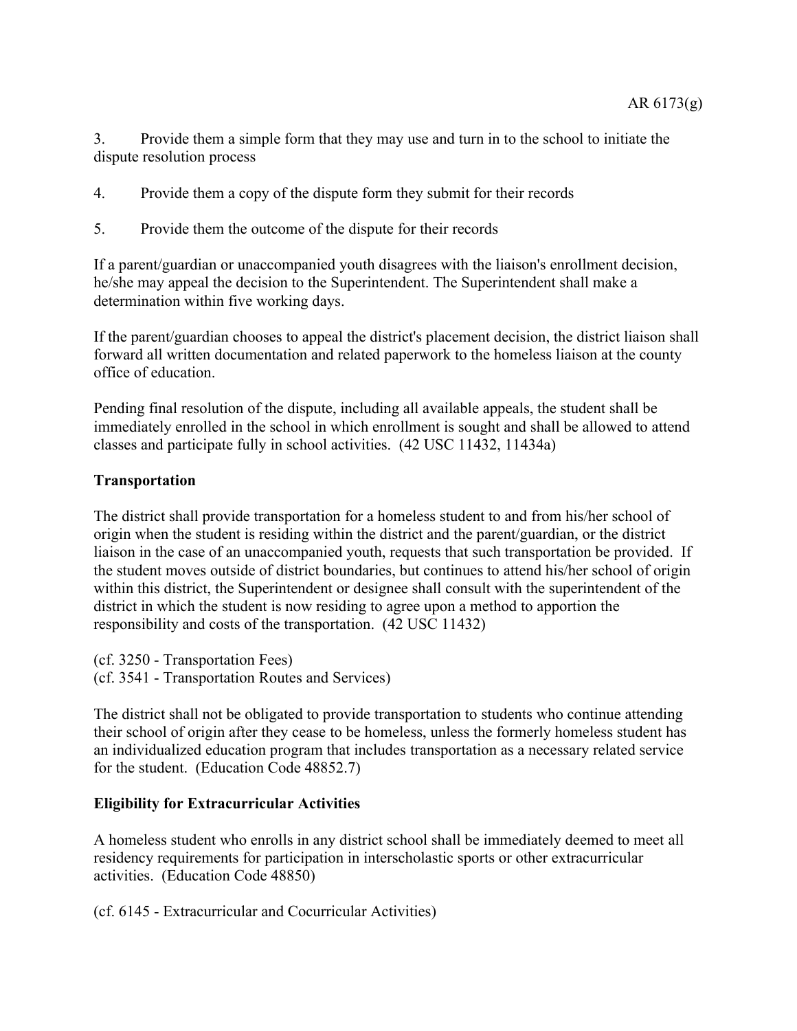3. Provide them a simple form that they may use and turn in to the school to initiate the dispute resolution process

4. Provide them a copy of the dispute form they submit for their records

5. Provide them the outcome of the dispute for their records

If a parent/guardian or unaccompanied youth disagrees with the liaison's enrollment decision, he/she may appeal the decision to the Superintendent. The Superintendent shall make a determination within five working days.

If the parent/guardian chooses to appeal the district's placement decision, the district liaison shall forward all written documentation and related paperwork to the homeless liaison at the county office of education.

Pending final resolution of the dispute, including all available appeals, the student shall be immediately enrolled in the school in which enrollment is sought and shall be allowed to attend classes and participate fully in school activities. (42 USC 11432, 11434a)

**Transportation**

The district shall provide transportation for a homeless student to and from his/her school of origin when the student is residing within the district and the parent/guardian, or the district liaison in the case of an unaccompanied youth, requests that such transportation be provided. If the student moves outside of district boundaries, but continues to attend his/her school of origin within this district, the Superintendent or designee shall consult with the superintendent of the district in which the student is now residing to agree upon a method to apportion the responsibility and costs of the transportation. (42 USC 11432)

(cf. 3250 - Transportation Fees)
(cf. 3541 - Transportation Routes and Services)

The district shall not be obligated to provide transportation to students who continue attending their school of origin after they cease to be homeless, unless the formerly homeless student has an individualized education program that includes transportation as a necessary related service for the student. (Education Code 48852.7)

**Eligibility for Extracurricular Activities**

A homeless student who enrolls in any district school shall be immediately deemed to meet all residency requirements for participation in interscholastic sports or other extracurricular activities. (Education Code 48850)

(cf. 6145 - Extracurricular and Cocurricular Activities)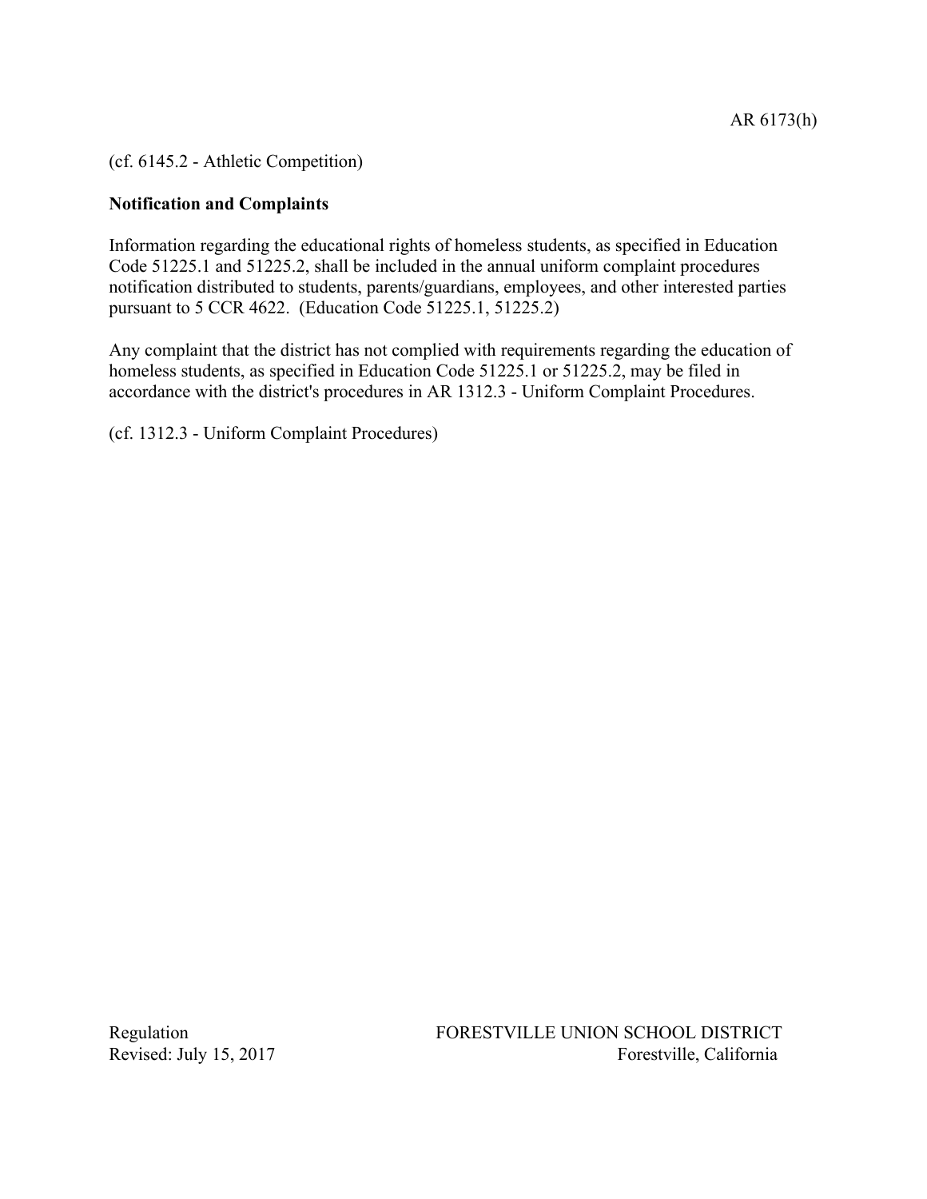(cf. 6145.2 - Athletic Competition)

**Notification and Complaints**

Information regarding the educational rights of homeless students, as specified in Education Code 51225.1 and 51225.2, shall be included in the annual uniform complaint procedures notification distributed to students, parents/guardians, employees, and other interested parties pursuant to 5 CCR 4622. (Education Code 51225.1, 51225.2)

Any complaint that the district has not complied with requirements regarding the education of homeless students, as specified in Education Code 51225.1 or 51225.2, may be filed in accordance with the district's procedures in AR 1312.3 - Uniform Complaint Procedures.

(cf. 1312.3 - Uniform Complaint Procedures)

Regulation
Revised: July 15, 2017

FORESTVILLE UNION SCHOOL DISTRICT
Forestville, California